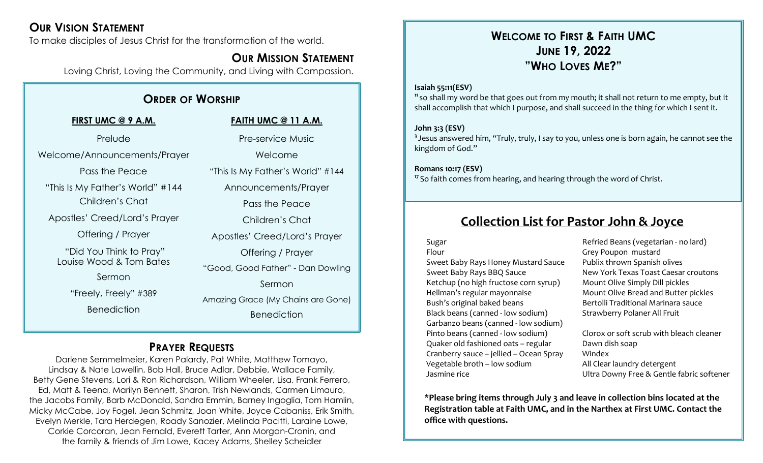## Our Vision Statement

To make disciples of Jesus Christ for the transformation of the world.

## Our Mission Statement

Loving Christ, Loving the Community, and Living with Compassion.

## Order of Worship

| FIRST UMC @ 9 A.M. | FAITH UMC @ 11 A.M. |
| --- | --- |
| Prelude | Pre-service Music |
| Welcome/Announcements/Prayer | Welcome |
| Pass the Peace | "This Is My Father's World" #144 |
| "This Is My Father's World" #144 | Announcements/Prayer |
| Children's Chat | Pass the Peace |
| Apostles' Creed/Lord's Prayer | Children's Chat |
| Offering / Prayer | Apostles' Creed/Lord's Prayer |
| "Did You Think to Pray" Louise Wood & Tom Bates | Offering / Prayer |
| Sermon | "Good, Good Father" - Dan Dowling |
| "Freely, Freely" #389 | Sermon |
| Benediction | Amazing Grace (My Chains are Gone) |
| | Benediction |

## Prayer Requests

Darlene Semmelmeier, Karen Palardy, Pat White, Matthew Tomayo, Lindsay & Nate Lawellin, Bob Hall, Bruce Adlar, Debbie, Wallace Family, Betty Gene Stevens, Lori & Ron Richardson, William Wheeler, Lisa, Frank Ferrero, Ed, Matt & Teena, Marilyn Bennett, Sharon, Trish Newlands, Carmen Limauro, the Jacobs Family, Barb McDonald, Sandra Emmin, Barney Ingoglia, Tom Hamlin, Micky McCabe, Joy Fogel, Jean Schmitz, Joan White, Joyce Cabaniss, Erik Smith, Evelyn Merkle, Tara Herdegen, Roady Sanozier, Melinda Pacitti, Laraine Lowe, Corkie Corcoran, Jean Fernald, Everett Tarter, Ann Morgan-Cronin, and the family & friends of Jim Lowe, Kacey Adams, Shelley Scheidler

# Welcome to First & Faith UMC
## June 19, 2022
## "Who Loves Me?"

**Isaiah 55:11(ESV)**

[11] so shall my word be that goes out from my mouth; it shall not return to me empty, but it shall accomplish that which I purpose, and shall succeed in the thing for which I sent it.

**John 3:3 (ESV)**

[3] Jesus answered him, "Truly, truly, I say to you, unless one is born again, he cannot see the kingdom of God."

**Romans 10:17 (ESV)**

[17] So faith comes from hearing, and hearing through the word of Christ.

## Collection List for Pastor John & Joyce

- Sugar
- Flour
- Sweet Baby Rays Honey Mustard Sauce
- Sweet Baby Rays BBQ Sauce
- Ketchup (no high fructose corn syrup)
- Hellman's regular mayonnaise
- Bush's original baked beans
- Black beans (canned - low sodium)
- Garbanzo beans (canned - low sodium)
- Pinto beans (canned - low sodium)
- Quaker old fashioned oats – regular
- Cranberry sauce – jellied – Ocean Spray
- Vegetable broth – low sodium
- Jasmine rice
- Refried Beans (vegetarian - no lard)
- Grey Poupon mustard
- Publix thrown Spanish olives
- New York Texas Toast Caesar croutons
- Mount Olive Simply Dill pickles
- Mount Olive Bread and Butter pickles
- Bertolli Traditional Marinara sauce
- Strawberry Polaner All Fruit
- Clorox or soft scrub with bleach cleaner
- Dawn dish soap
- Windex
- All Clear laundry detergent
- Ultra Downy Free & Gentle fabric softener

**\*Please bring items through July 3 and leave in collection bins located at the Registration table at Faith UMC, and in the Narthex at First UMC. Contact the office with questions.**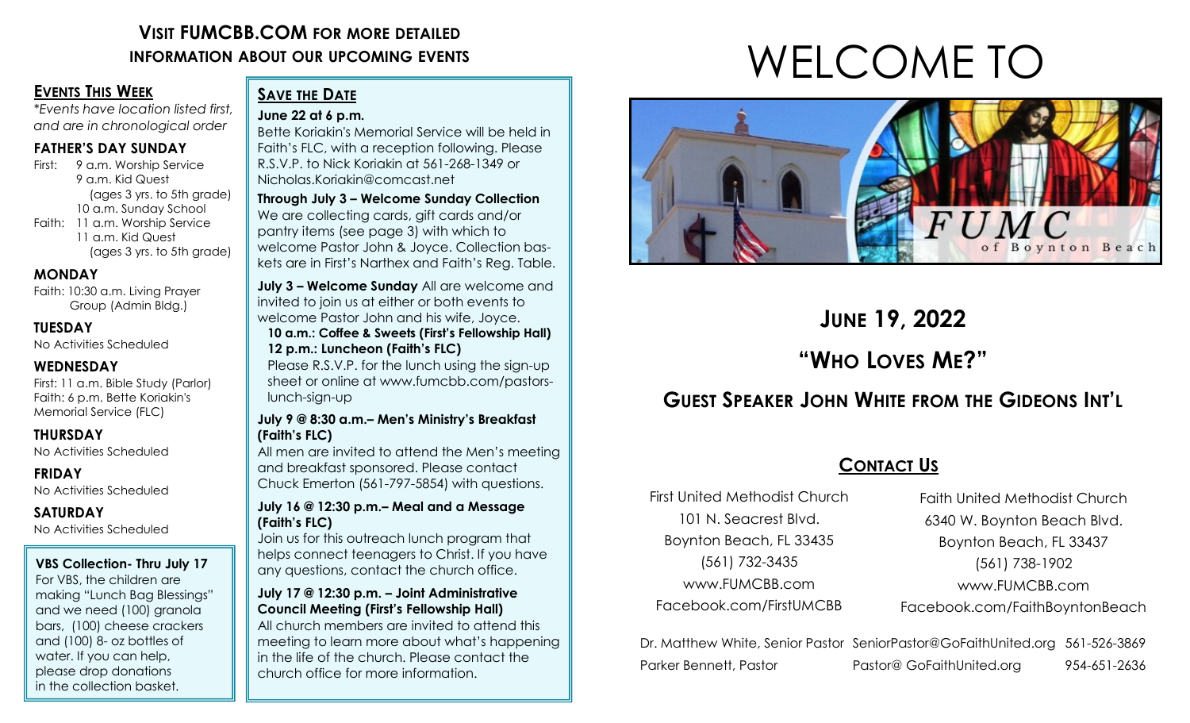## Visit FUMCBB.COM for more detailed information about our upcoming events

### Events This Week

*\*Events have location listed first, and are in chronological order*

**FATHER'S DAY SUNDAY**

First: 9 a.m. Worship Service
9 a.m. Kid Quest
(ages 3 yrs. to 5th grade)
10 a.m. Sunday School
Faith: 11 a.m. Worship Service
11 a.m. Kid Quest
(ages 3 yrs. to 5th grade)

**MONDAY**

Faith: 10:30 a.m. Living Prayer Group (Admin Bldg.)

**TUESDAY**

No Activities Scheduled

**WEDNESDAY**

First: 11 a.m. Bible Study (Parlor)
Faith: 6 p.m. Bette Koriakin's Memorial Service (FLC)

**THURSDAY**

No Activities Scheduled

**FRIDAY**

No Activities Scheduled

**SATURDAY**

No Activities Scheduled

**VBS Collection- Thru July 17**
For VBS, the children are making "Lunch Bag Blessings" and we need (100) granola bars, (100) cheese crackers and (100) 8- oz bottles of water. If you can help, please drop donations in the collection basket.

### Save the Date

**June 22 at 6 p.m.**
Bette Koriakin's Memorial Service will be held in Faith's FLC, with a reception following. Please R.S.V.P. to Nick Koriakin at 561-268-1349 or Nicholas.Koriakin@comcast.net

**Through July 3 – Welcome Sunday Collection**
We are collecting cards, gift cards and/or pantry items (see page 3) with which to welcome Pastor John & Joyce. Collection baskets are in First's Narthex and Faith's Reg. Table.

**July 3 – Welcome Sunday** All are welcome and invited to join us at either or both events to welcome Pastor John and his wife, Joyce.
**10 a.m.: Coffee & Sweets (First's Fellowship Hall)**
**12 p.m.: Luncheon (Faith's FLC)**
Please R.S.V.P. for the lunch using the sign-up sheet or online at www.fumcbb.com/pastors-lunch-sign-up

**July 9 @ 8:30 a.m.– Men's Ministry's Breakfast (Faith's FLC)**
All men are invited to attend the Men's meeting and breakfast sponsored. Please contact Chuck Emerton (561-797-5854) with questions.

**July 16 @ 12:30 p.m.– Meal and a Message (Faith's FLC)**
Join us for this outreach lunch program that helps connect teenagers to Christ. If you have any questions, contact the church office.

**July 17 @ 12:30 p.m. – Joint Administrative Council Meeting (First's Fellowship Hall)**
All church members are invited to attend this meeting to learn more about what's happening in the life of the church. Please contact the church office for more information.

# WELCOME TO

FUMC of Boynton Beach

## June 19, 2022

## "Who Loves Me?"

## Guest Speaker John White from the Gideons Int'l

### Contact Us

First United Methodist Church
101 N. Seacrest Blvd.
Boynton Beach, FL 33435
(561) 732-3435
www.FUMCBB.com
Facebook.com/FirstUMCBB

Faith United Methodist Church
6340 W. Boynton Beach Blvd.
Boynton Beach, FL 33437
(561) 738-1902
www.FUMCBB.com
Facebook.com/FaithBoyntonBeach

| | | |
|---|---|---|
| Dr. Matthew White, Senior Pastor | SeniorPastor@GoFaithUnited.org | 561-526-3869 |
| Parker Bennett, Pastor | Pastor@ GoFaithUnited.org | 954-651-2636 |